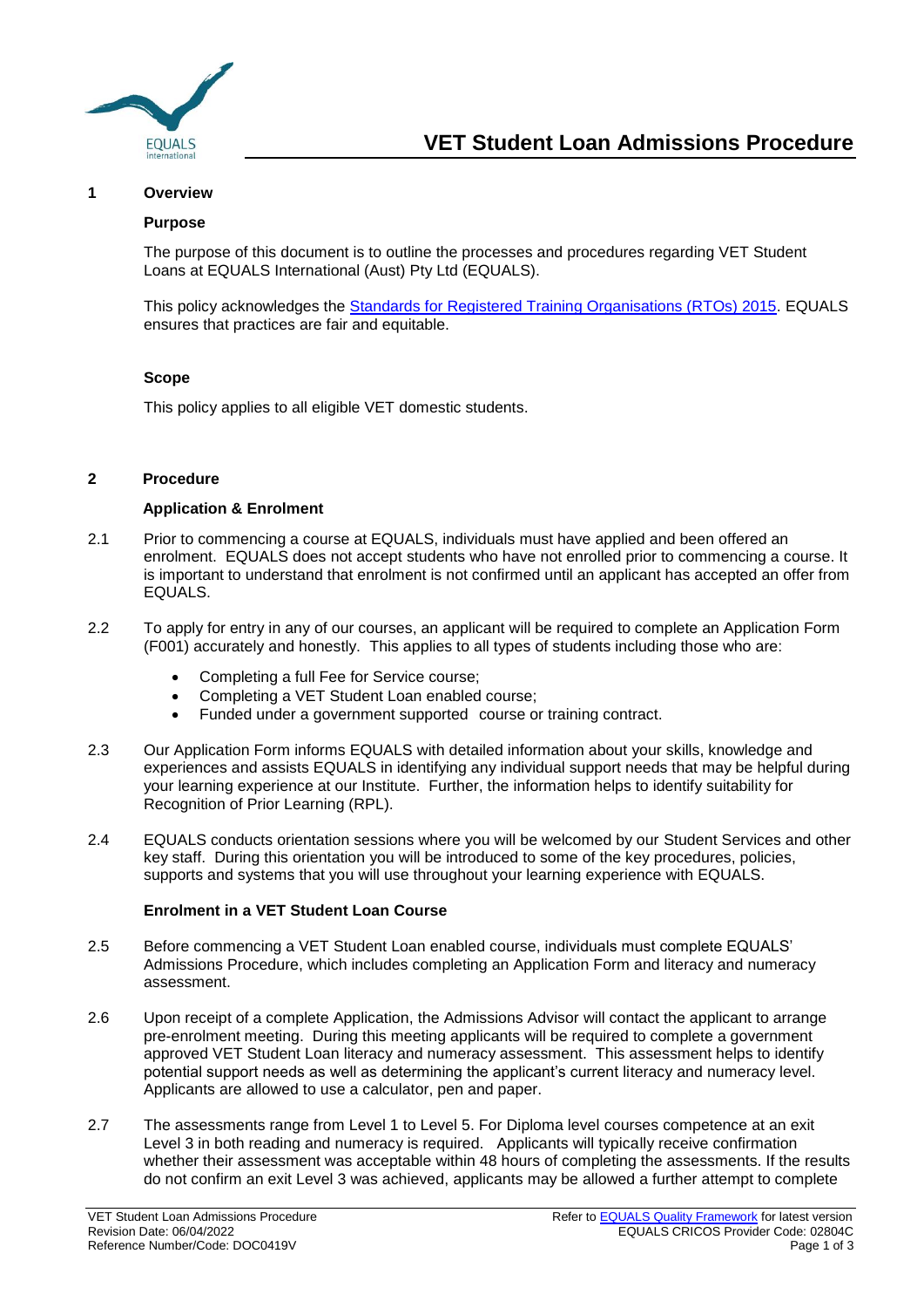# VET Student Loan Admissions Procedure

## 1 Overview

### Purpose

The purpose of this document is to outline the processes and procedures regarding VET Student Loans at EQUALS International (Aust) Pty Ltd (EQUALS).

This policy acknowledges the [Standards for Registered Training Organisations (RTOs) 2015](). EQUALS ensures that practices are fair and equitable.

### Scope

This policy applies to all eligible VET domestic students.

## 2 Procedure

### Application & Enrolment

2.1 Prior to commencing a course at EQUALS, individuals must have applied and been offered an enrolment. EQUALS does not accept students who have not enrolled prior to commencing a course. It is important to understand that enrolment is not confirmed until an applicant has accepted an offer from EQUALS.

2.2 To apply for entry in any of our courses, an applicant will be required to complete an Application Form (F001) accurately and honestly. This applies to all types of students including those who are:

- Completing a full Fee for Service course;
- Completing a VET Student Loan enabled course;
- Funded under a government supported course or training contract.

2.3 Our Application Form informs EQUALS with detailed information about your skills, knowledge and experiences and assists EQUALS in identifying any individual support needs that may be helpful during your learning experience at our Institute. Further, the information helps to identify suitability for Recognition of Prior Learning (RPL).

2.4 EQUALS conducts orientation sessions where you will be welcomed by our Student Services and other key staff. During this orientation you will be introduced to some of the key procedures, policies, supports and systems that you will use throughout your learning experience with EQUALS.

### Enrolment in a VET Student Loan Course

2.5 Before commencing a VET Student Loan enabled course, individuals must complete EQUALS' Admissions Procedure, which includes completing an Application Form and literacy and numeracy assessment.

2.6 Upon receipt of a complete Application, the Admissions Advisor will contact the applicant to arrange pre-enrolment meeting. During this meeting applicants will be required to complete a government approved VET Student Loan literacy and numeracy assessment. This assessment helps to identify potential support needs as well as determining the applicant's current literacy and numeracy level. Applicants are allowed to use a calculator, pen and paper.

2.7 The assessments range from Level 1 to Level 5. For Diploma level courses competence at an exit Level 3 in both reading and numeracy is required. Applicants will typically receive confirmation whether their assessment was acceptable within 48 hours of completing the assessments. If the results do not confirm an exit Level 3 was achieved, applicants may be allowed a further attempt to complete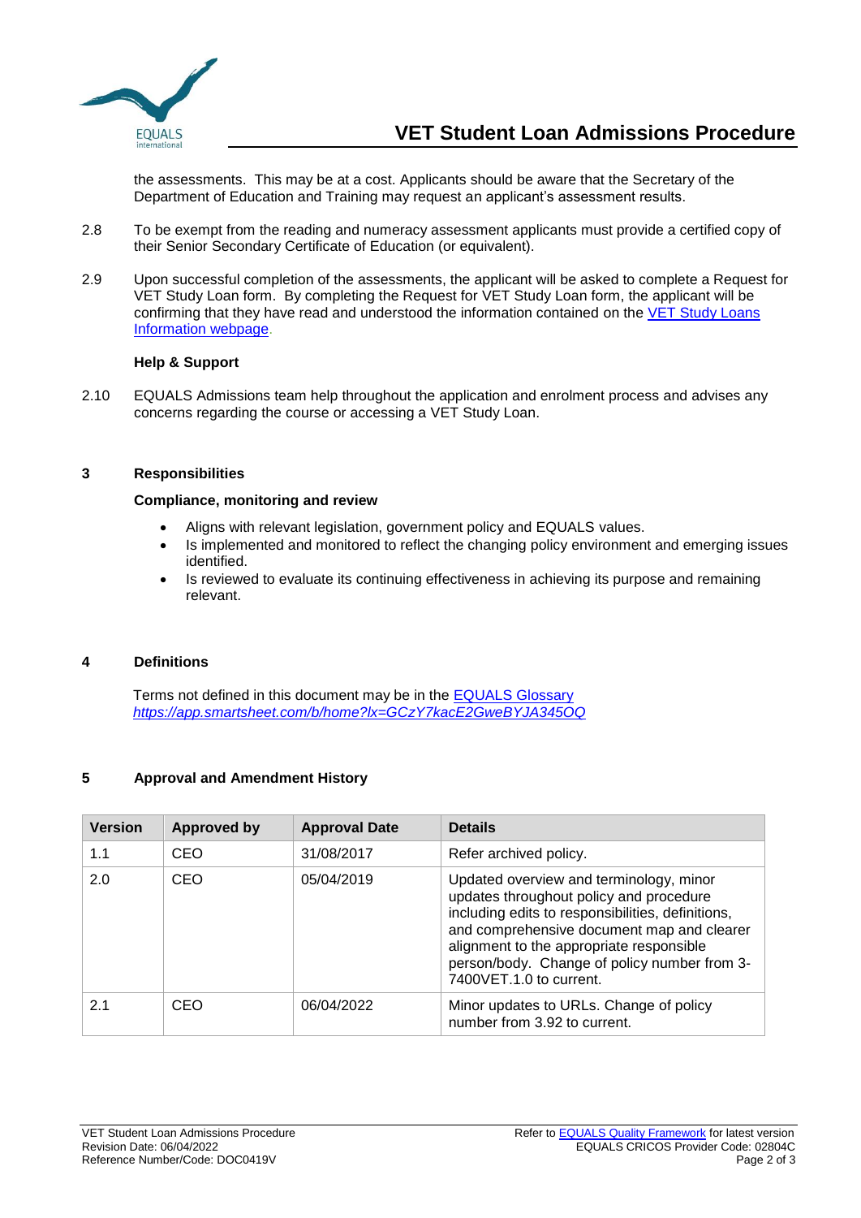the assessments. This may be at a cost. Applicants should be aware that the Secretary of the Department of Education and Training may request an applicant's assessment results.

2.8 To be exempt from the reading and numeracy assessment applicants must provide a certified copy of their Senior Secondary Certificate of Education (or equivalent).

2.9 Upon successful completion of the assessments, the applicant will be asked to complete a Request for VET Study Loan form. By completing the Request for VET Study Loan form, the applicant will be confirming that they have read and understood the information contained on the [VET Study Loans Information webpage].

**Help & Support**

2.10 EQUALS Admissions team help throughout the application and enrolment process and advises any concerns regarding the course or accessing a VET Study Loan.

## 3 Responsibilities

**Compliance, monitoring and review**

- Aligns with relevant legislation, government policy and EQUALS values.
- Is implemented and monitored to reflect the changing policy environment and emerging issues identified.
- Is reviewed to evaluate its continuing effectiveness in achieving its purpose and remaining relevant.

## 4 Definitions

Terms not defined in this document may be in the [EQUALS Glossary] *https://app.smartsheet.com/b/home?lx=GCzY7kacE2GweBYJA345OQ*

## 5 Approval and Amendment History

| Version | Approved by | Approval Date | Details |
|---|---|---|---|
| 1.1 | CEO | 31/08/2017 | Refer archived policy. |
| 2.0 | CEO | 05/04/2019 | Updated overview and terminology, minor updates throughout policy and procedure including edits to responsibilities, definitions, and comprehensive document map and clearer alignment to the appropriate responsible person/body. Change of policy number from 3-7400VET.1.0 to current. |
| 2.1 | CEO | 06/04/2022 | Minor updates to URLs. Change of policy number from 3.92 to current. |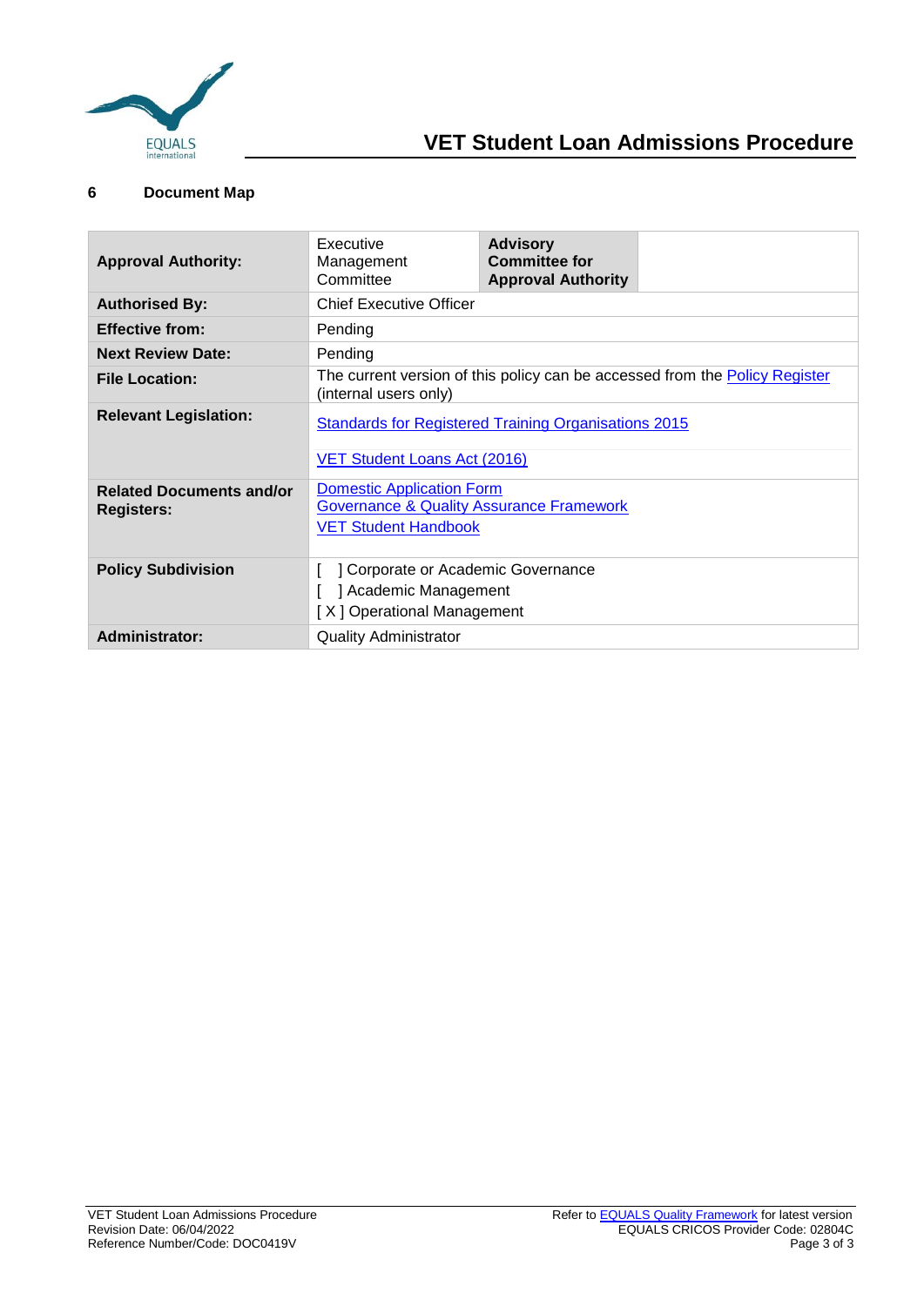## 6 Document Map

| | | | |
|---|---|---|---|
| **Approval Authority:** | Executive Management Committee | **Advisory Committee for Approval Authority** | |
| **Authorised By:** | Chief Executive Officer | | |
| **Effective from:** | Pending | | |
| **Next Review Date:** | Pending | | |
| **File Location:** | The current version of this policy can be accessed from the Policy Register (internal users only) | | |
| **Relevant Legislation:** | Standards for Registered Training Organisations 2015<br><br>VET Student Loans Act (2016) | | |
| **Related Documents and/or Registers:** | Domestic Application Form<br>Governance & Quality Assurance Framework<br>VET Student Handbook | | |
| **Policy Subdivision** | [ ] Corporate or Academic Governance<br>[ ] Academic Management<br>[ X ] Operational Management | | |
| **Administrator:** | Quality Administrator | | |